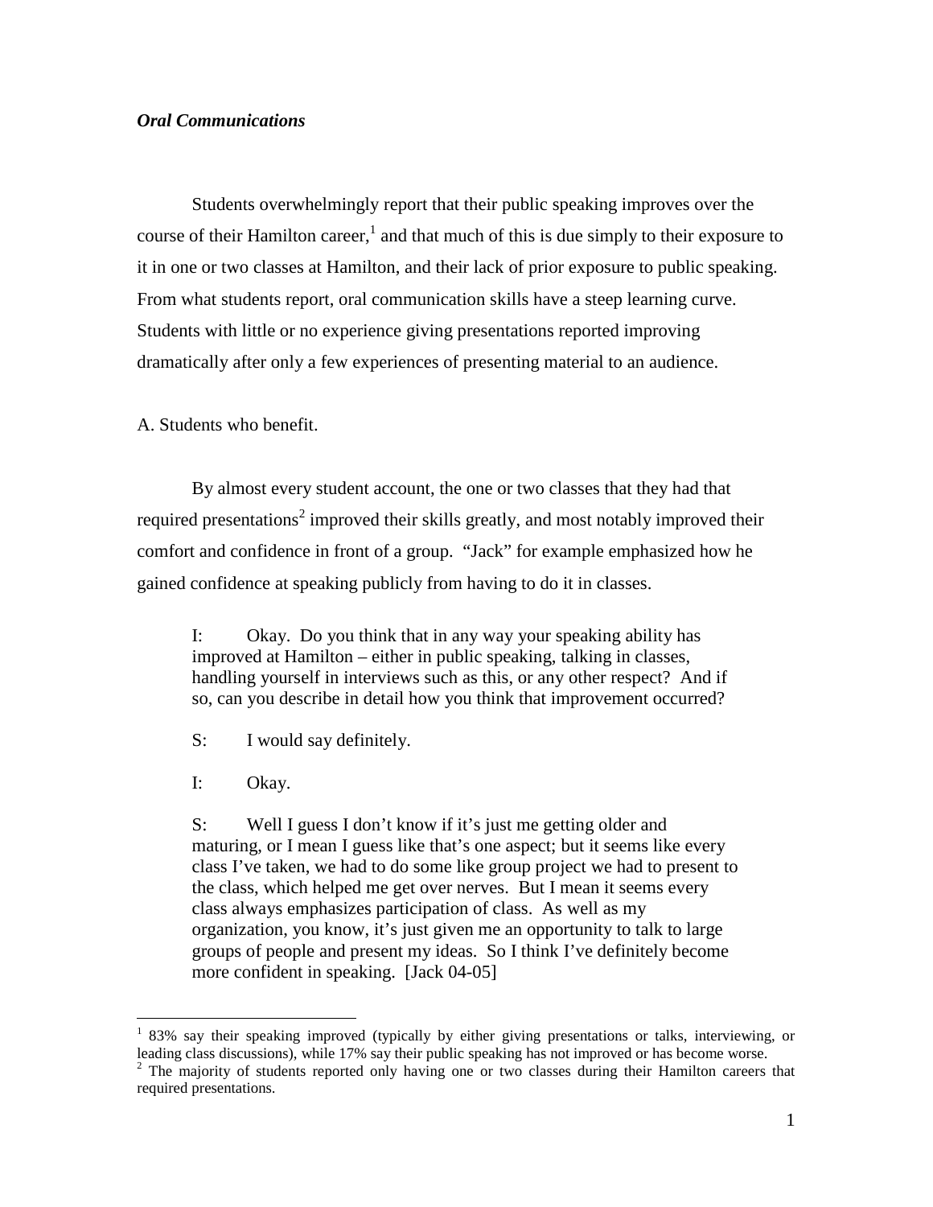***Oral Communications***

Students overwhelmingly report that their public speaking improves over the course of their Hamilton career,[1] and that much of this is due simply to their exposure to it in one or two classes at Hamilton, and their lack of prior exposure to public speaking. From what students report, oral communication skills have a steep learning curve. Students with little or no experience giving presentations reported improving dramatically after only a few experiences of presenting material to an audience.

A. Students who benefit.

By almost every student account, the one or two classes that they had that required presentations[2] improved their skills greatly, and most notably improved their comfort and confidence in front of a group. "Jack" for example emphasized how he gained confidence at speaking publicly from having to do it in classes.

> I: Okay. Do you think that in any way your speaking ability has improved at Hamilton – either in public speaking, talking in classes, handling yourself in interviews such as this, or any other respect? And if so, can you describe in detail how you think that improvement occurred?
>
> S: I would say definitely.
>
> I: Okay.
>
> S: Well I guess I don't know if it's just me getting older and maturing, or I mean I guess like that's one aspect; but it seems like every class I've taken, we had to do some like group project we had to present to the class, which helped me get over nerves. But I mean it seems every class always emphasizes participation of class. As well as my organization, you know, it's just given me an opportunity to talk to large groups of people and present my ideas. So I think I've definitely become more confident in speaking. [Jack 04-05]

[1] 83% say their speaking improved (typically by either giving presentations or talks, interviewing, or leading class discussions), while 17% say their public speaking has not improved or has become worse.

[2] The majority of students reported only having one or two classes during their Hamilton careers that required presentations.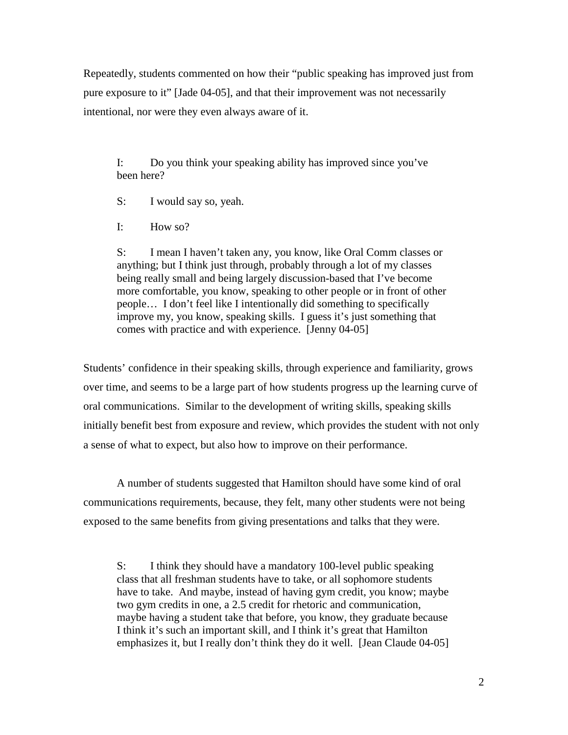Repeatedly, students commented on how their "public speaking has improved just from pure exposure to it" [Jade 04-05], and that their improvement was not necessarily intentional, nor were they even always aware of it.

> I: Do you think your speaking ability has improved since you've been here?
>
> S: I would say so, yeah.
>
> I: How so?
>
> S: I mean I haven't taken any, you know, like Oral Comm classes or anything; but I think just through, probably through a lot of my classes being really small and being largely discussion-based that I've become more comfortable, you know, speaking to other people or in front of other people… I don't feel like I intentionally did something to specifically improve my, you know, speaking skills. I guess it's just something that comes with practice and with experience. [Jenny 04-05]

Students' confidence in their speaking skills, through experience and familiarity, grows over time, and seems to be a large part of how students progress up the learning curve of oral communications. Similar to the development of writing skills, speaking skills initially benefit best from exposure and review, which provides the student with not only a sense of what to expect, but also how to improve on their performance.

A number of students suggested that Hamilton should have some kind of oral communications requirements, because, they felt, many other students were not being exposed to the same benefits from giving presentations and talks that they were.

> S: I think they should have a mandatory 100-level public speaking class that all freshman students have to take, or all sophomore students have to take. And maybe, instead of having gym credit, you know; maybe two gym credits in one, a 2.5 credit for rhetoric and communication, maybe having a student take that before, you know, they graduate because I think it's such an important skill, and I think it's great that Hamilton emphasizes it, but I really don't think they do it well. [Jean Claude 04-05]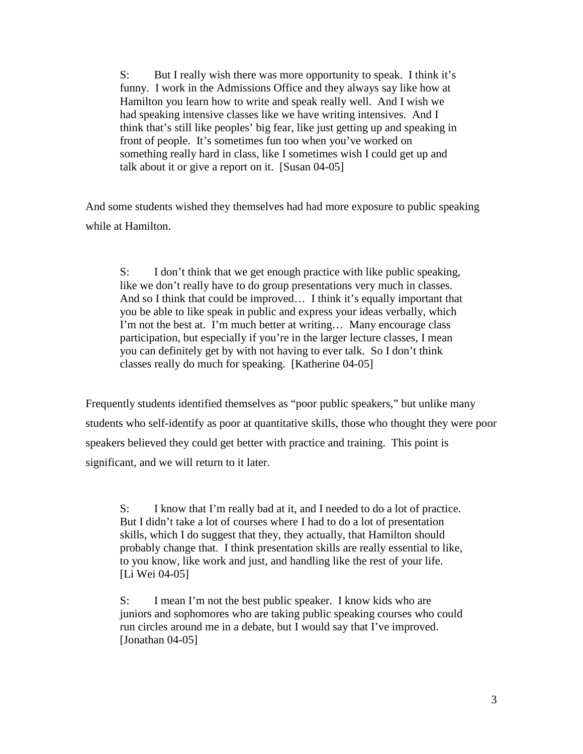> S: But I really wish there was more opportunity to speak. I think it's funny. I work in the Admissions Office and they always say like how at Hamilton you learn how to write and speak really well. And I wish we had speaking intensive classes like we have writing intensives. And I think that's still like peoples' big fear, like just getting up and speaking in front of people. It's sometimes fun too when you've worked on something really hard in class, like I sometimes wish I could get up and talk about it or give a report on it. [Susan 04-05]

And some students wished they themselves had had more exposure to public speaking while at Hamilton.

> S: I don't think that we get enough practice with like public speaking, like we don't really have to do group presentations very much in classes. And so I think that could be improved… I think it's equally important that you be able to like speak in public and express your ideas verbally, which I'm not the best at. I'm much better at writing… Many encourage class participation, but especially if you're in the larger lecture classes, I mean you can definitely get by with not having to ever talk. So I don't think classes really do much for speaking. [Katherine 04-05]

Frequently students identified themselves as "poor public speakers," but unlike many students who self-identify as poor at quantitative skills, those who thought they were poor speakers believed they could get better with practice and training. This point is significant, and we will return to it later.

> S: I know that I'm really bad at it, and I needed to do a lot of practice. But I didn't take a lot of courses where I had to do a lot of presentation skills, which I do suggest that they, they actually, that Hamilton should probably change that. I think presentation skills are really essential to like, to you know, like work and just, and handling like the rest of your life. [Li Wei 04-05]

> S: I mean I'm not the best public speaker. I know kids who are juniors and sophomores who are taking public speaking courses who could run circles around me in a debate, but I would say that I've improved. [Jonathan 04-05]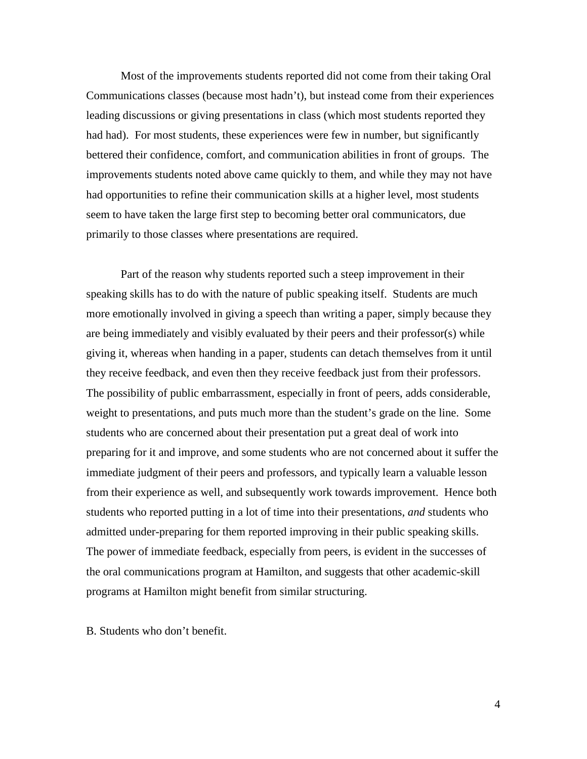Most of the improvements students reported did not come from their taking Oral Communications classes (because most hadn't), but instead come from their experiences leading discussions or giving presentations in class (which most students reported they had had). For most students, these experiences were few in number, but significantly bettered their confidence, comfort, and communication abilities in front of groups. The improvements students noted above came quickly to them, and while they may not have had opportunities to refine their communication skills at a higher level, most students seem to have taken the large first step to becoming better oral communicators, due primarily to those classes where presentations are required.

Part of the reason why students reported such a steep improvement in their speaking skills has to do with the nature of public speaking itself. Students are much more emotionally involved in giving a speech than writing a paper, simply because they are being immediately and visibly evaluated by their peers and their professor(s) while giving it, whereas when handing in a paper, students can detach themselves from it until they receive feedback, and even then they receive feedback just from their professors. The possibility of public embarrassment, especially in front of peers, adds considerable, weight to presentations, and puts much more than the student's grade on the line. Some students who are concerned about their presentation put a great deal of work into preparing for it and improve, and some students who are not concerned about it suffer the immediate judgment of their peers and professors, and typically learn a valuable lesson from their experience as well, and subsequently work towards improvement. Hence both students who reported putting in a lot of time into their presentations, *and* students who admitted under-preparing for them reported improving in their public speaking skills. The power of immediate feedback, especially from peers, is evident in the successes of the oral communications program at Hamilton, and suggests that other academic-skill programs at Hamilton might benefit from similar structuring.

B. Students who don't benefit.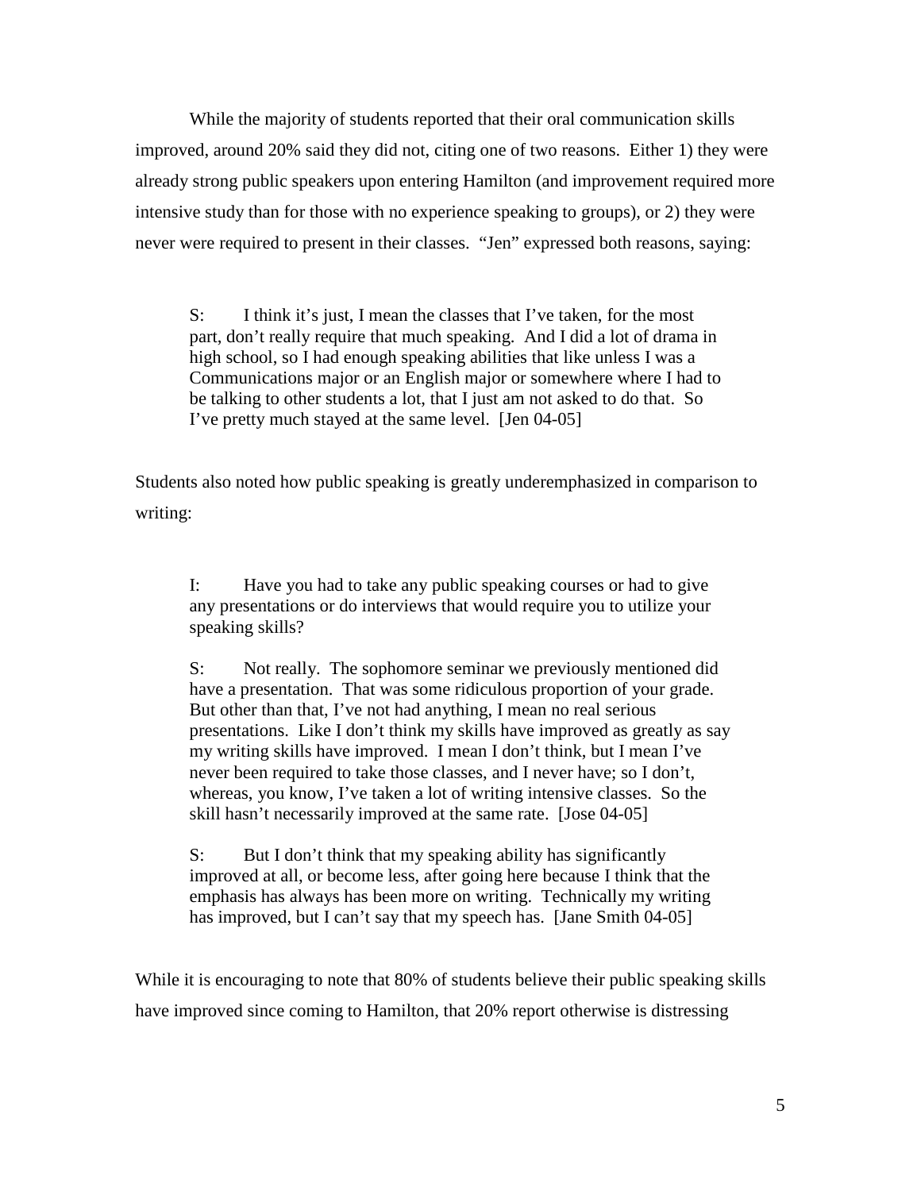While the majority of students reported that their oral communication skills improved, around 20% said they did not, citing one of two reasons. Either 1) they were already strong public speakers upon entering Hamilton (and improvement required more intensive study than for those with no experience speaking to groups), or 2) they were never were required to present in their classes. "Jen" expressed both reasons, saying:

> S: I think it's just, I mean the classes that I've taken, for the most part, don't really require that much speaking. And I did a lot of drama in high school, so I had enough speaking abilities that like unless I was a Communications major or an English major or somewhere where I had to be talking to other students a lot, that I just am not asked to do that. So I've pretty much stayed at the same level. [Jen 04-05]

Students also noted how public speaking is greatly underemphasized in comparison to writing:

> I: Have you had to take any public speaking courses or had to give any presentations or do interviews that would require you to utilize your speaking skills?
>
> S: Not really. The sophomore seminar we previously mentioned did have a presentation. That was some ridiculous proportion of your grade. But other than that, I've not had anything, I mean no real serious presentations. Like I don't think my skills have improved as greatly as say my writing skills have improved. I mean I don't think, but I mean I've never been required to take those classes, and I never have; so I don't, whereas, you know, I've taken a lot of writing intensive classes. So the skill hasn't necessarily improved at the same rate. [Jose 04-05]
>
> S: But I don't think that my speaking ability has significantly improved at all, or become less, after going here because I think that the emphasis has always has been more on writing. Technically my writing has improved, but I can't say that my speech has. [Jane Smith 04-05]

While it is encouraging to note that 80% of students believe their public speaking skills have improved since coming to Hamilton, that 20% report otherwise is distressing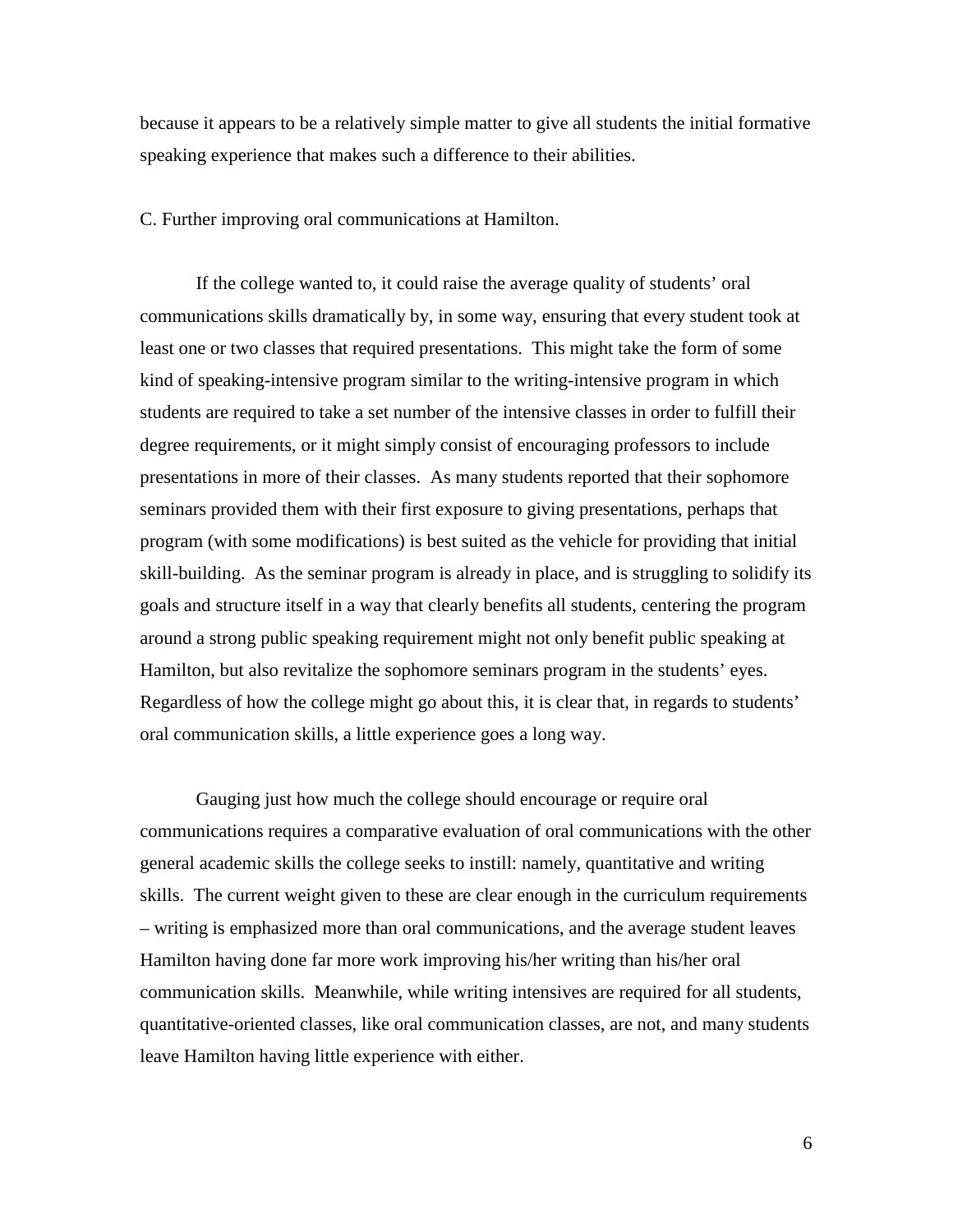because it appears to be a relatively simple matter to give all students the initial formative speaking experience that makes such a difference to their abilities.

C. Further improving oral communications at Hamilton.

If the college wanted to, it could raise the average quality of students' oral communications skills dramatically by, in some way, ensuring that every student took at least one or two classes that required presentations. This might take the form of some kind of speaking-intensive program similar to the writing-intensive program in which students are required to take a set number of the intensive classes in order to fulfill their degree requirements, or it might simply consist of encouraging professors to include presentations in more of their classes. As many students reported that their sophomore seminars provided them with their first exposure to giving presentations, perhaps that program (with some modifications) is best suited as the vehicle for providing that initial skill-building. As the seminar program is already in place, and is struggling to solidify its goals and structure itself in a way that clearly benefits all students, centering the program around a strong public speaking requirement might not only benefit public speaking at Hamilton, but also revitalize the sophomore seminars program in the students' eyes. Regardless of how the college might go about this, it is clear that, in regards to students' oral communication skills, a little experience goes a long way.

Gauging just how much the college should encourage or require oral communications requires a comparative evaluation of oral communications with the other general academic skills the college seeks to instill: namely, quantitative and writing skills. The current weight given to these are clear enough in the curriculum requirements – writing is emphasized more than oral communications, and the average student leaves Hamilton having done far more work improving his/her writing than his/her oral communication skills. Meanwhile, while writing intensives are required for all students, quantitative-oriented classes, like oral communication classes, are not, and many students leave Hamilton having little experience with either.